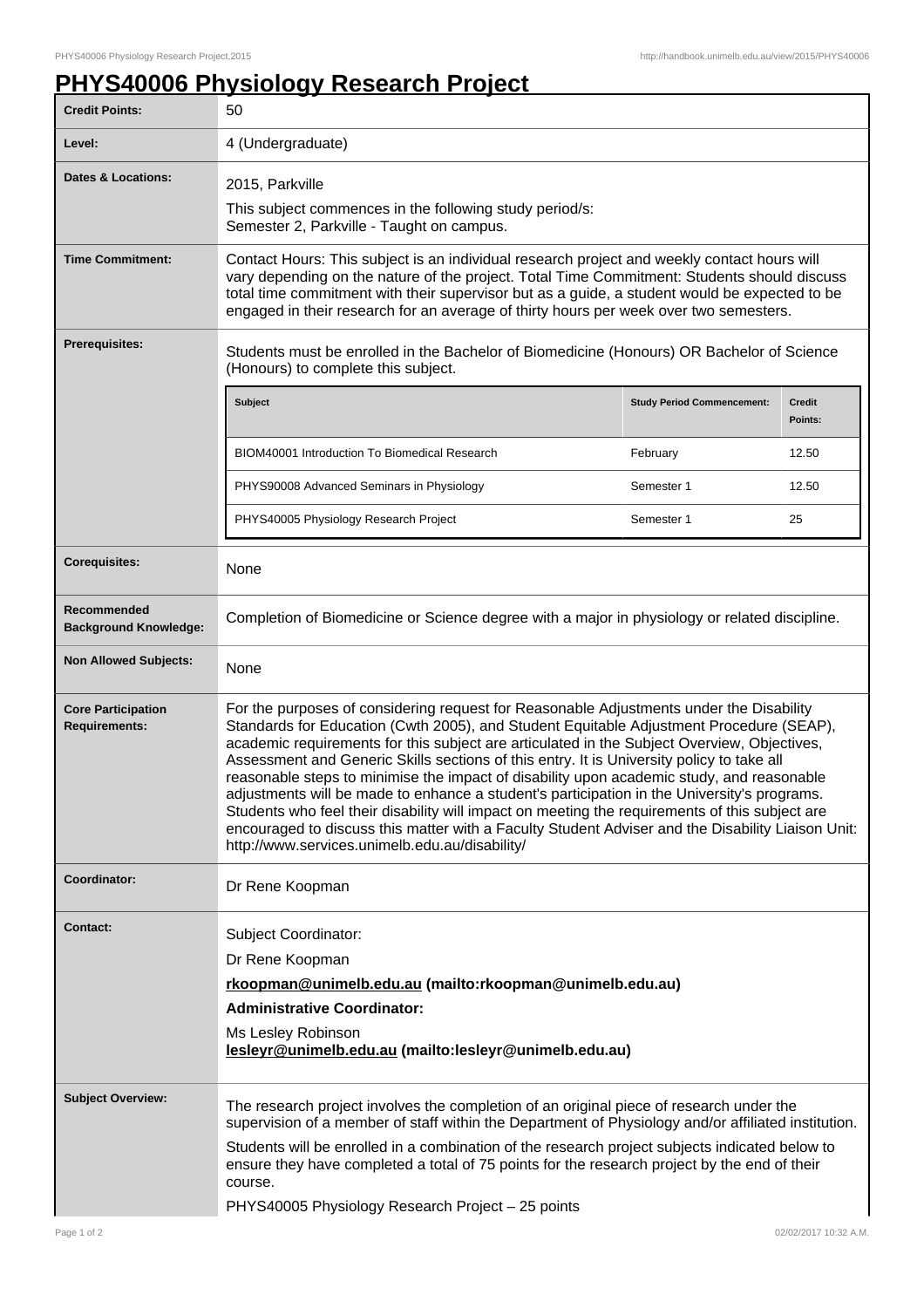# PHYS40006 Physiology Research Project

| | |
|---|---|
| **Credit Points:** | 50 |
| **Level:** | 4 (Undergraduate) |
| **Dates & Locations:** | 2015, Parkville<br>This subject commences in the following study period/s:<br>Semester 2, Parkville - Taught on campus. |
| **Time Commitment:** | Contact Hours: This subject is an individual research project and weekly contact hours will vary depending on the nature of the project. Total Time Commitment: Students should discuss total time commitment with their supervisor but as a guide, a student would be expected to be engaged in their research for an average of thirty hours per week over two semesters. |
| **Prerequisites:** | Students must be enrolled in the Bachelor of Biomedicine (Honours) OR Bachelor of Science (Honours) to complete this subject. |
| **Corequisites:** | None |
| **Recommended Background Knowledge:** | Completion of Biomedicine or Science degree with a major in physiology or related discipline. |
| **Non Allowed Subjects:** | None |
| **Core Participation Requirements:** | For the purposes of considering request for Reasonable Adjustments under the Disability Standards for Education (Cwth 2005), and Student Equitable Adjustment Procedure (SEAP), academic requirements for this subject are articulated in the Subject Overview, Objectives, Assessment and Generic Skills sections of this entry. It is University policy to take all reasonable steps to minimise the impact of disability upon academic study, and reasonable adjustments will be made to enhance a student's participation in the University's programs. Students who feel their disability will impact on meeting the requirements of this subject are encouraged to discuss this matter with a Faculty Student Adviser and the Disability Liaison Unit: http://www.services.unimelb.edu.au/disability/ |
| **Coordinator:** | Dr Rene Koopman |
| **Contact:** | Subject Coordinator:<br>Dr Rene Koopman<br>**rkoopman@unimelb.edu.au (mailto:rkoopman@unimelb.edu.au)**<br>**Administrative Coordinator:**<br>Ms Lesley Robinson<br>**lesleyr@unimelb.edu.au (mailto:lesleyr@unimelb.edu.au)** |
| **Subject Overview:** | The research project involves the completion of an original piece of research under the supervision of a member of staff within the Department of Physiology and/or affiliated institution.<br>Students will be enrolled in a combination of the research project subjects indicated below to ensure they have completed a total of 75 points for the research project by the end of their course.<br>PHYS40005 Physiology Research Project – 25 points |

Prerequisite subjects:

| Subject | Study Period Commencement: | Credit Points: |
|---|---|---|
| BIOM40001 Introduction To Biomedical Research | February | 12.50 |
| PHYS90008 Advanced Seminars in Physiology | Semester 1 | 12.50 |
| PHYS40005 Physiology Research Project | Semester 1 | 25 |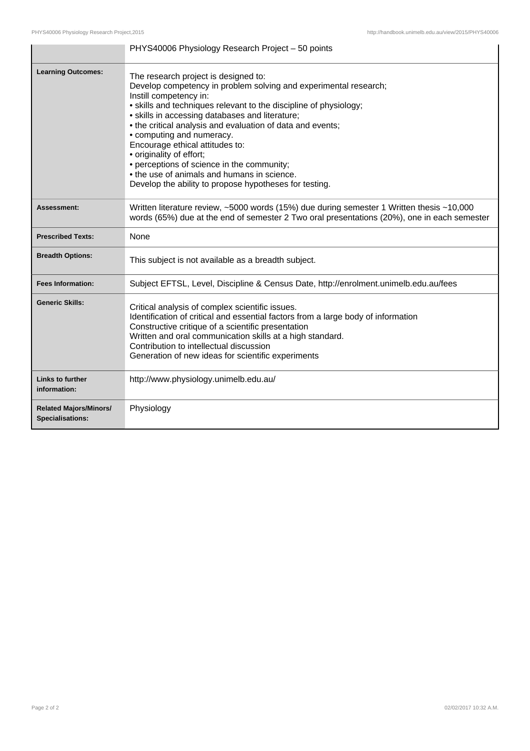| | |
|---|---|
| | PHYS40006 Physiology Research Project – 50 points |
| **Learning Outcomes:** | The research project is designed to:<br>Develop competency in problem solving and experimental research;<br>Instill competency in:<br>• skills and techniques relevant to the discipline of physiology;<br>• skills in accessing databases and literature;<br>• the critical analysis and evaluation of data and events;<br>• computing and numeracy.<br>Encourage ethical attitudes to:<br>• originality of effort;<br>• perceptions of science in the community;<br>• the use of animals and humans in science.<br>Develop the ability to propose hypotheses for testing. |
| **Assessment:** | Written literature review, ~5000 words (15%) due during semester 1 Written thesis ~10,000 words (65%) due at the end of semester 2 Two oral presentations (20%), one in each semester |
| **Prescribed Texts:** | None |
| **Breadth Options:** | This subject is not available as a breadth subject. |
| **Fees Information:** | Subject EFTSL, Level, Discipline & Census Date, http://enrolment.unimelb.edu.au/fees |
| **Generic Skills:** | Critical analysis of complex scientific issues.<br>Identification of critical and essential factors from a large body of information<br>Constructive critique of a scientific presentation<br>Written and oral communication skills at a high standard.<br>Contribution to intellectual discussion<br>Generation of new ideas for scientific experiments |
| **Links to further information:** | http://www.physiology.unimelb.edu.au/ |
| **Related Majors/Minors/ Specialisations:** | Physiology |